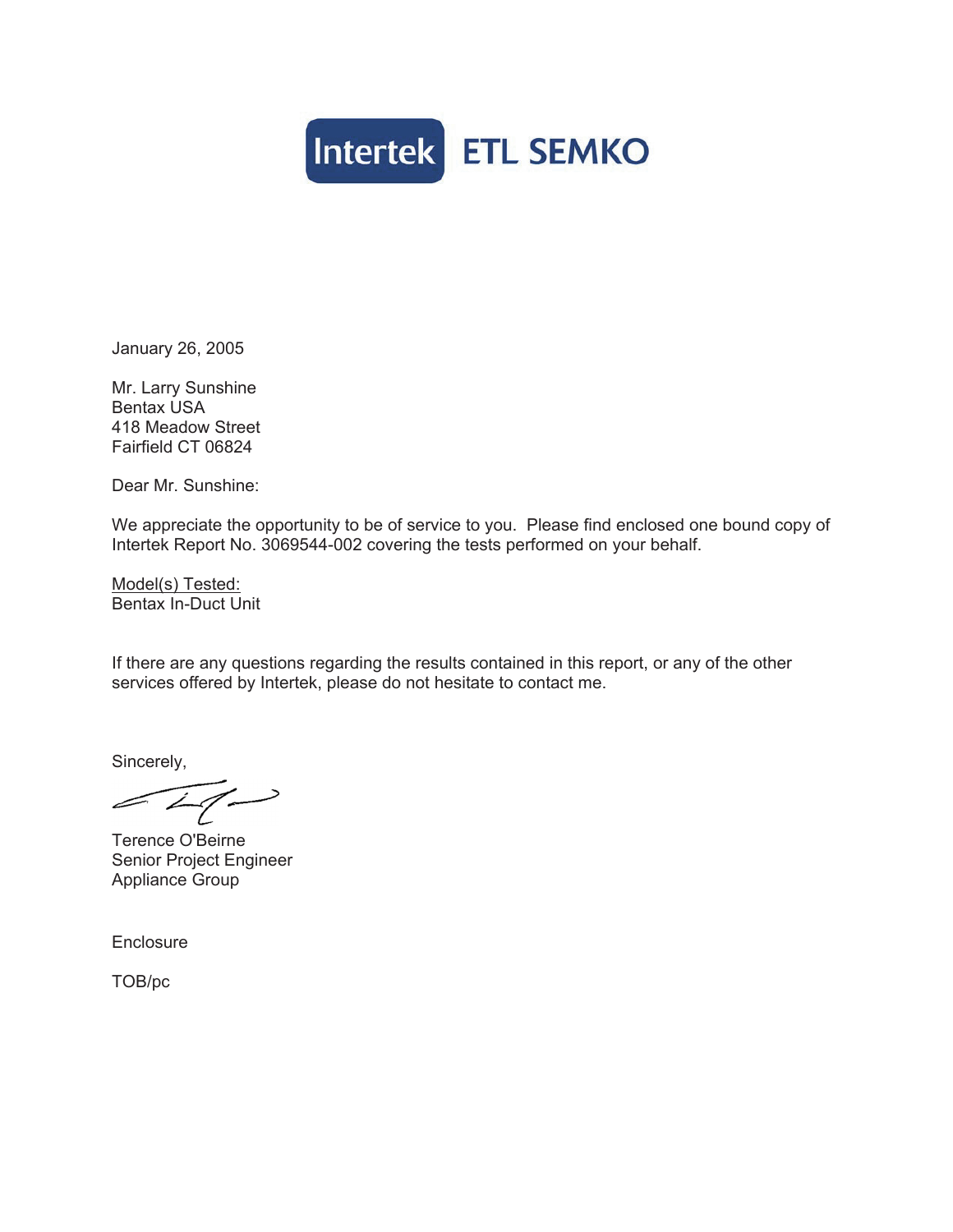Intertek ETL SEMKO

January 26, 2005

Mr. Larry Sunshine
Bentax USA
418 Meadow Street
Fairfield CT 06824

Dear Mr. Sunshine:

We appreciate the opportunity to be of service to you. Please find enclosed one bound copy of Intertek Report No. 3069544-002 covering the tests performed on your behalf.

Model(s) Tested:
Bentax In-Duct Unit

If there are any questions regarding the results contained in this report, or any of the other services offered by Intertek, please do not hesitate to contact me.

Sincerely,

Terence O'Beirne
Senior Project Engineer
Appliance Group

Enclosure

TOB/pc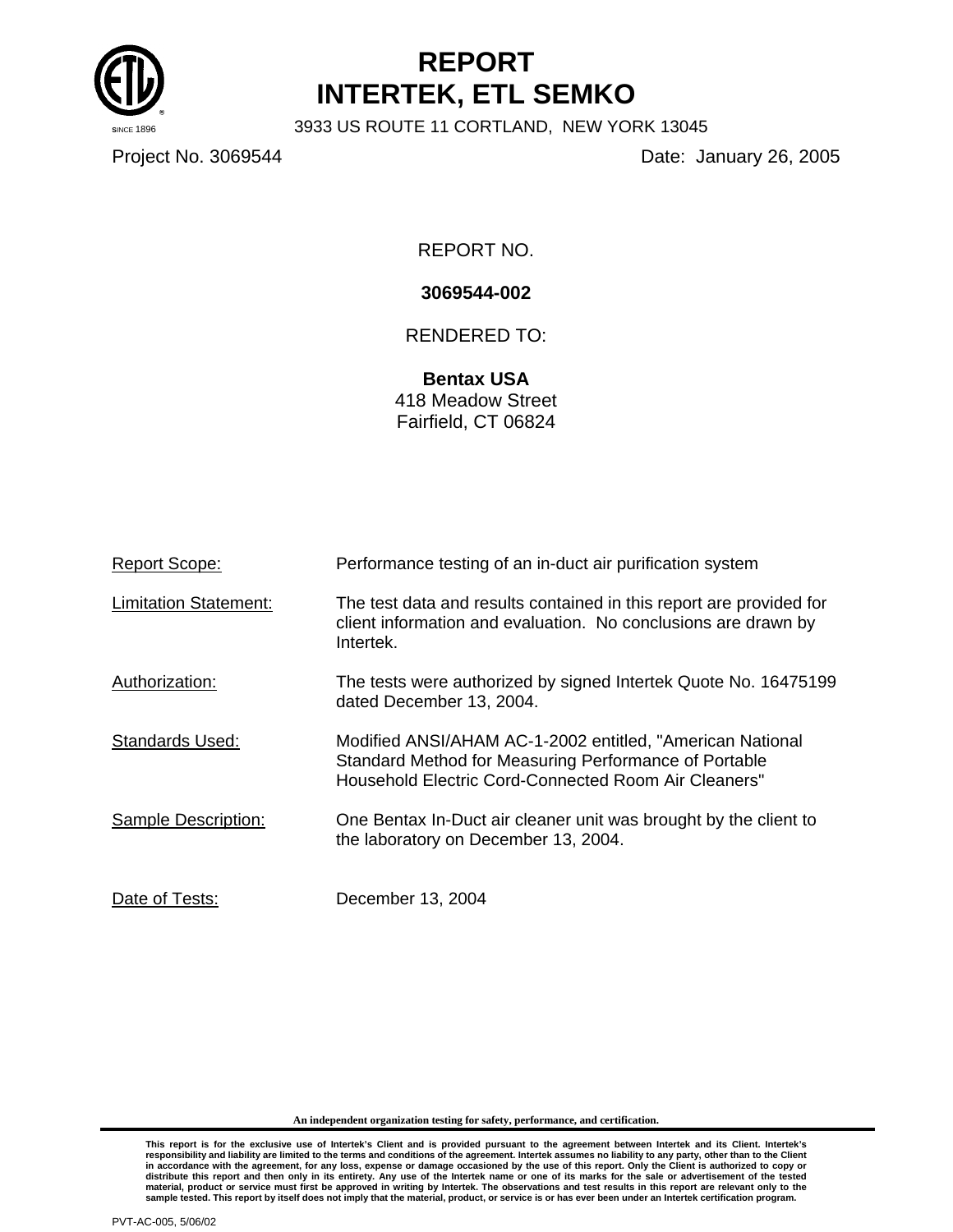# REPORT
# INTERTEK, ETL SEMKO

SINCE 1896

3933 US ROUTE 11 CORTLAND, NEW YORK 13045

Project No. 3069544 | Date: January 26, 2005

REPORT NO.

**3069544-002**

RENDERED TO:

**Bentax USA**
418 Meadow Street
Fairfield, CT 06824

Report Scope: Performance testing of an in-duct air purification system

Limitation Statement: The test data and results contained in this report are provided for client information and evaluation. No conclusions are drawn by Intertek.

Authorization: The tests were authorized by signed Intertek Quote No. 16475199 dated December 13, 2004.

Standards Used: Modified ANSI/AHAM AC-1-2002 entitled, "American National Standard Method for Measuring Performance of Portable Household Electric Cord-Connected Room Air Cleaners"

Sample Description: One Bentax In-Duct air cleaner unit was brought by the client to the laboratory on December 13, 2004.

Date of Tests: December 13, 2004

**An independent organization testing for safety, performance, and certification.**

**This report is for the exclusive use of Intertek's Client and is provided pursuant to the agreement between Intertek and its Client. Intertek's responsibility and liability are limited to the terms and conditions of the agreement. Intertek assumes no liability to any party, other than to the Client in accordance with the agreement, for any loss, expense or damage occasioned by the use of this report. Only the Client is authorized to copy or distribute this report and then only in its entirety. Any use of the Intertek name or one of its marks for the sale or advertisement of the tested material, product or service must first be approved in writing by Intertek. The observations and test results in this report are relevant only to the sample tested. This report by itself does not imply that the material, product, or service is or has ever been under an Intertek certification program.**

PVT-AC-005, 5/06/02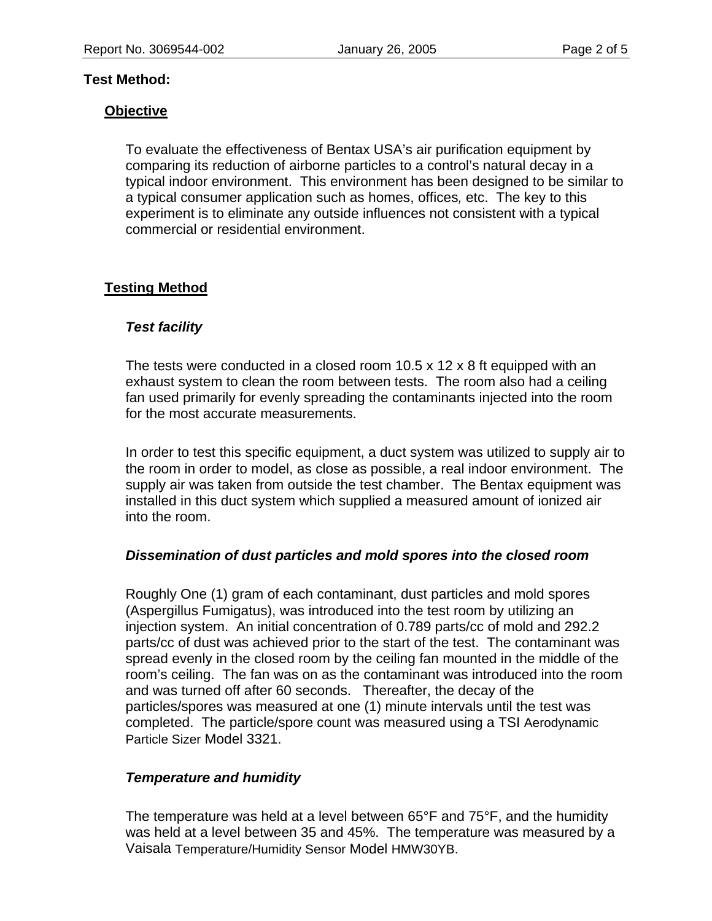## Test Method:

### Objective

To evaluate the effectiveness of Bentax USA's air purification equipment by comparing its reduction of airborne particles to a control's natural decay in a typical indoor environment. This environment has been designed to be similar to a typical consumer application such as homes, offices, etc. The key to this experiment is to eliminate any outside influences not consistent with a typical commercial or residential environment.

### Testing Method

#### *Test facility*

The tests were conducted in a closed room 10.5 x 12 x 8 ft equipped with an exhaust system to clean the room between tests. The room also had a ceiling fan used primarily for evenly spreading the contaminants injected into the room for the most accurate measurements.

In order to test this specific equipment, a duct system was utilized to supply air to the room in order to model, as close as possible, a real indoor environment. The supply air was taken from outside the test chamber. The Bentax equipment was installed in this duct system which supplied a measured amount of ionized air into the room.

#### *Dissemination of dust particles and mold spores into the closed room*

Roughly One (1) gram of each contaminant, dust particles and mold spores (Aspergillus Fumigatus), was introduced into the test room by utilizing an injection system. An initial concentration of 0.789 parts/cc of mold and 292.2 parts/cc of dust was achieved prior to the start of the test. The contaminant was spread evenly in the closed room by the ceiling fan mounted in the middle of the room's ceiling. The fan was on as the contaminant was introduced into the room and was turned off after 60 seconds. Thereafter, the decay of the particles/spores was measured at one (1) minute intervals until the test was completed. The particle/spore count was measured using a TSI Aerodynamic Particle Sizer Model 3321.

#### *Temperature and humidity*

The temperature was held at a level between 65°F and 75°F, and the humidity was held at a level between 35 and 45%. The temperature was measured by a Vaisala Temperature/Humidity Sensor Model HMW30YB.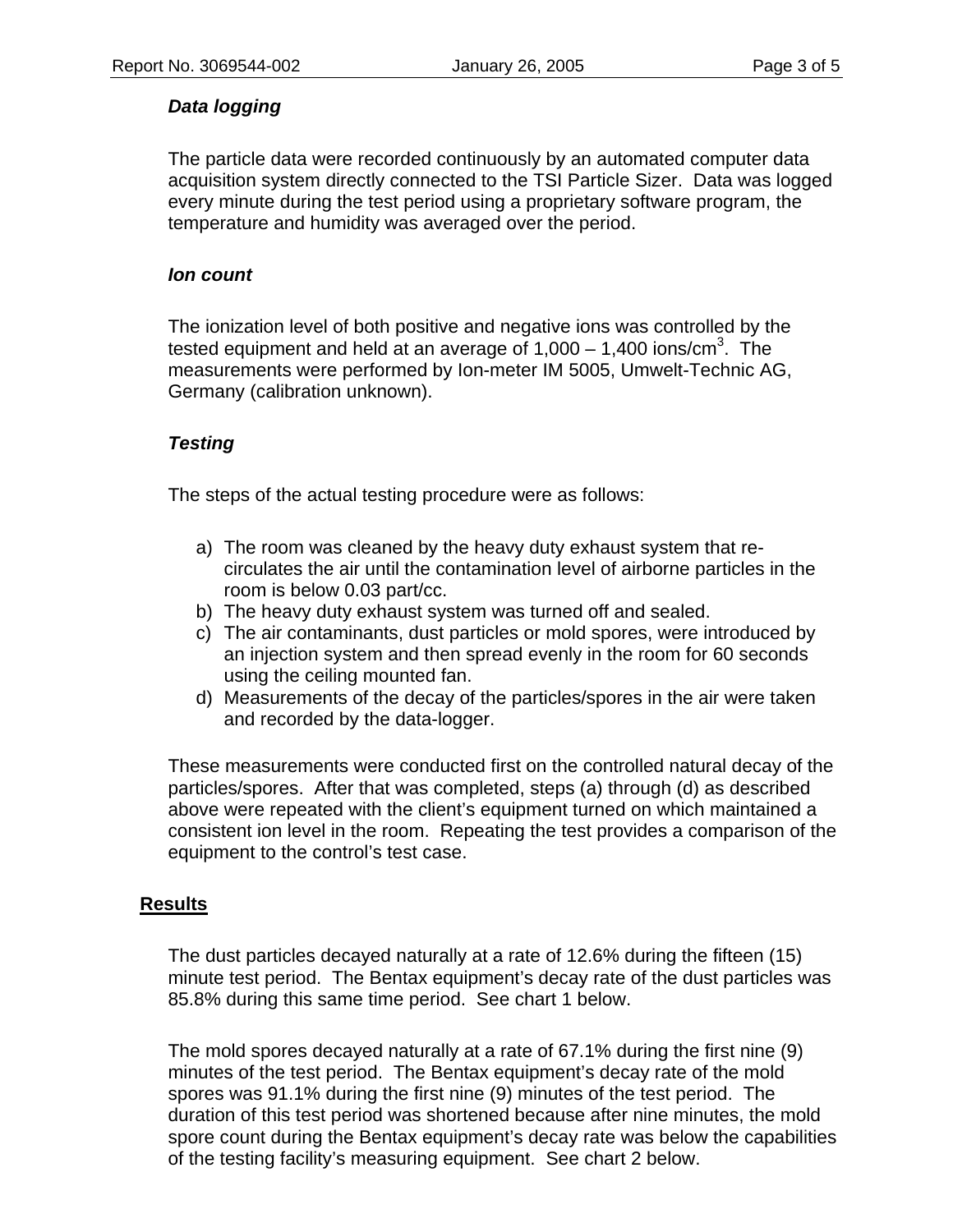### *Data logging*

The particle data were recorded continuously by an automated computer data acquisition system directly connected to the TSI Particle Sizer. Data was logged every minute during the test period using a proprietary software program, the temperature and humidity was averaged over the period.

### *Ion count*

The ionization level of both positive and negative ions was controlled by the tested equipment and held at an average of 1,000 – 1,400 ions/cm$^3$. The measurements were performed by Ion-meter IM 5005, Umwelt-Technic AG, Germany (calibration unknown).

### *Testing*

The steps of the actual testing procedure were as follows:

a) The room was cleaned by the heavy duty exhaust system that re-circulates the air until the contamination level of airborne particles in the room is below 0.03 part/cc.
b) The heavy duty exhaust system was turned off and sealed.
c) The air contaminants, dust particles or mold spores, were introduced by an injection system and then spread evenly in the room for 60 seconds using the ceiling mounted fan.
d) Measurements of the decay of the particles/spores in the air were taken and recorded by the data-logger.

These measurements were conducted first on the controlled natural decay of the particles/spores. After that was completed, steps (a) through (d) as described above were repeated with the client's equipment turned on which maintained a consistent ion level in the room. Repeating the test provides a comparison of the equipment to the control's test case.

## Results

The dust particles decayed naturally at a rate of 12.6% during the fifteen (15) minute test period. The Bentax equipment's decay rate of the dust particles was 85.8% during this same time period. See chart 1 below.

The mold spores decayed naturally at a rate of 67.1% during the first nine (9) minutes of the test period. The Bentax equipment's decay rate of the mold spores was 91.1% during the first nine (9) minutes of the test period. The duration of this test period was shortened because after nine minutes, the mold spore count during the Bentax equipment's decay rate was below the capabilities of the testing facility's measuring equipment. See chart 2 below.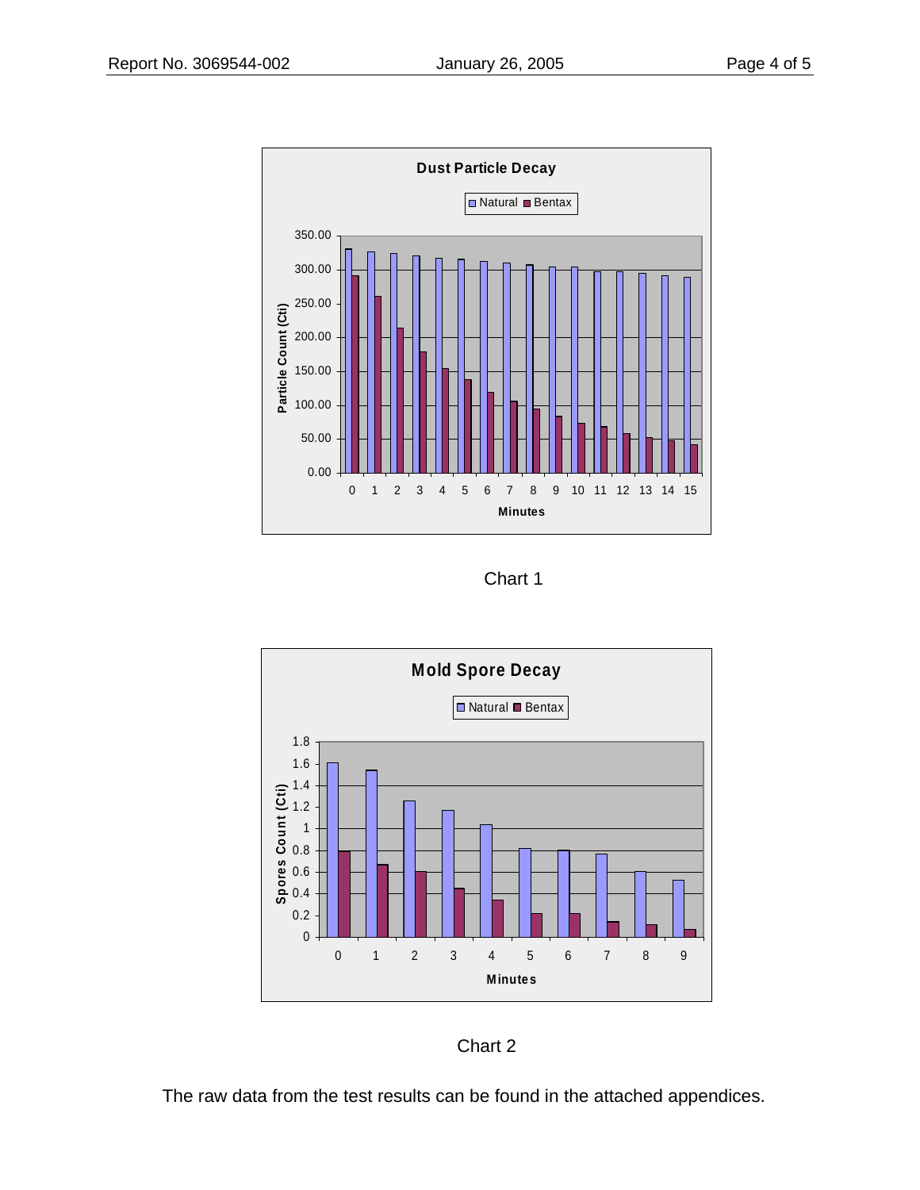**Dust Particle Decay**

Natural ■ Bentax

Particle Count (Cti)

Minutes

Chart 1

**Mold Spore Decay**

Natural ■ Bentax

Spores Count (Cti)

Minutes

Chart 2

The raw data from the test results can be found in the attached appendices.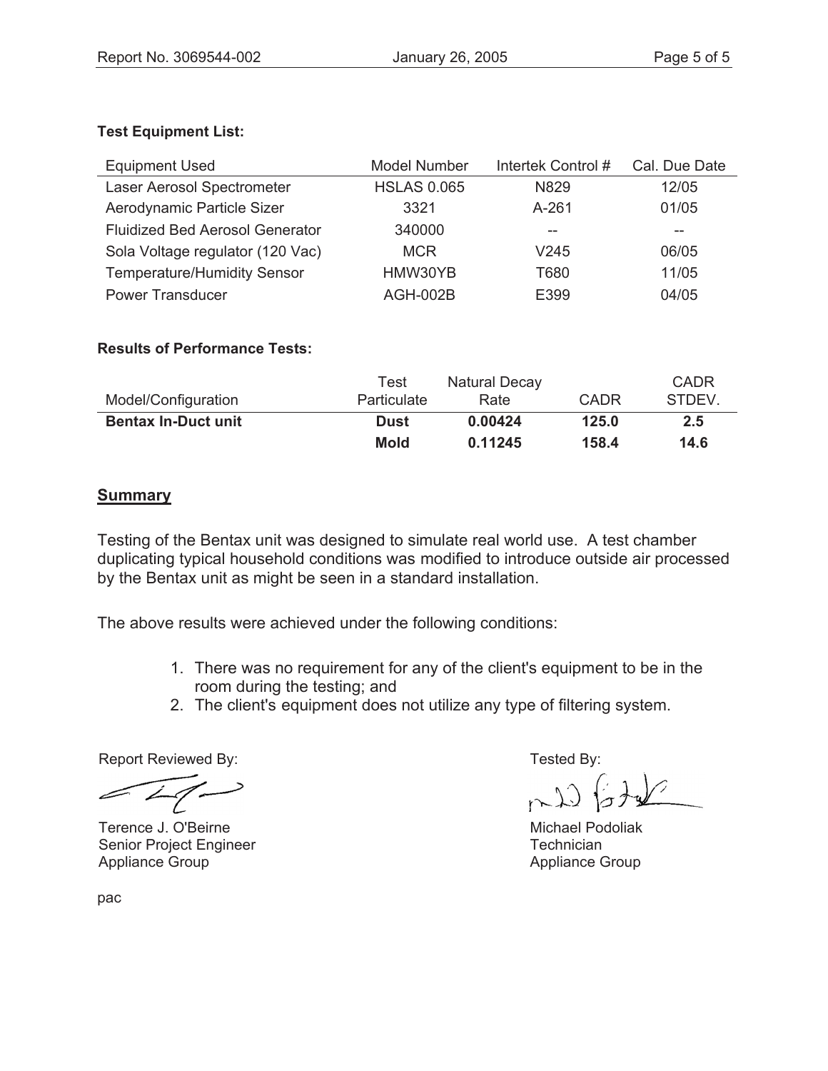**Test Equipment List:**

| Equipment Used | Model Number | Intertek Control # | Cal. Due Date |
|---|---|---|---|
| Laser Aerosol Spectrometer | HSLAS 0.065 | N829 | 12/05 |
| Aerodynamic Particle Sizer | 3321 | A-261 | 01/05 |
| Fluidized Bed Aerosol Generator | 340000 | -- | -- |
| Sola Voltage regulator (120 Vac) | MCR | V245 | 06/05 |
| Temperature/Humidity Sensor | HMW30YB | T680 | 11/05 |
| Power Transducer | AGH-002B | E399 | 04/05 |

**Results of Performance Tests:**

| Model/Configuration | Test Particulate | Natural Decay Rate | CADR | CADR STDEV. |
|---|---|---|---|---|
| **Bentax In-Duct unit** | **Dust** | **0.00424** | **125.0** | **2.5** |
| | **Mold** | **0.11245** | **158.4** | **14.6** |

## Summary

Testing of the Bentax unit was designed to simulate real world use. A test chamber duplicating typical household conditions was modified to introduce outside air processed by the Bentax unit as might be seen in a standard installation.

The above results were achieved under the following conditions:

1. There was no requirement for any of the client's equipment to be in the room during the testing; and
2. The client's equipment does not utilize any type of filtering system.

Report Reviewed By:

Terence J. O'Beirne
Senior Project Engineer
Appliance Group

Tested By:

Michael Podoliak
Technician
Appliance Group

pac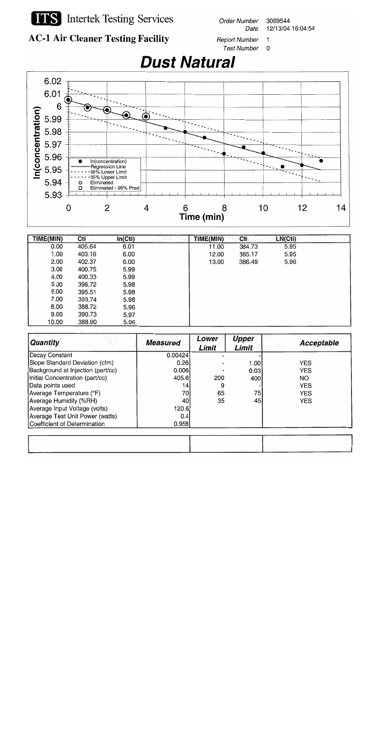# ITS Intertek Testing Services

**AC-1 Air Cleaner Testing Facility**

Order Number 3069544
Date 12/13/04 16:04:54
Report Number 1
Test Number 0

## Dust Natural

| TIME(MIN) | Cti | ln(Cti) |
|---|---|---|
| 0.00 | 405.64 | 6.01 |
| 1.00 | 403.16 | 6.00 |
| 2.00 | 402.37 | 6.00 |
| 3.00 | 400.75 | 5.99 |
| 4.00 | 400.33 | 5.99 |
| 5.00 | 396.72 | 5.98 |
| 6.00 | 395.51 | 5.98 |
| 7.00 | 393.74 | 5.98 |
| 8.00 | 388.72 | 5.96 |
| 9.00 | 390.73 | 5.97 |
| 10.00 | 388.90 | 5.96 |

| TIME(MIN) | Cti | LN(Cti) |
|---|---|---|
| 11.00 | 384.73 | 5.95 |
| 12.00 | 385.17 | 5.95 |
| 13.00 | 386.49 | 5.96 |

| Quantity | Measured | Lower Limit | Upper Limit | Acceptable |
|---|---|---|---|---|
| Decay Constant | 0.00424 | - | - | |
| Slope Standard Deviation (cfm) | 0.26 | - | 1.00 | YES |
| Background at Injection (part/cc) | 0.006 | - | 0.03 | YES |
| Initial Concentration (part/cc) | 405.6 | 200 | 400 | NO |
| Data points used | 14 | 9 | - | YES |
| Average Temperature (°F) | 70 | 65 | 75 | YES |
| Average Humidity (%RH) | 40 | 35 | 45 | YES |
| Average Input Voltage (volts) | 120.6 | | | |
| Average Test Unit Power (watts) | 0.4 | | | |
| Coefficient of Determination | 0.958 | | | |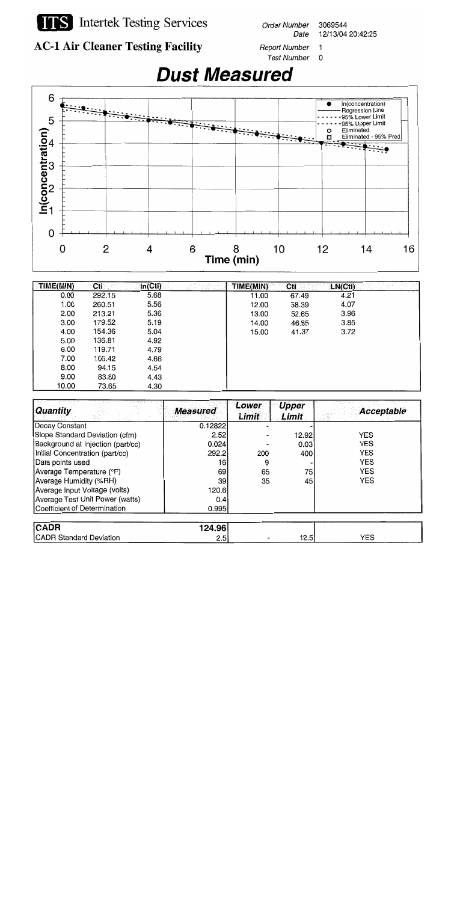**Intertek Testing Services**

**AC-1 Air Cleaner Testing Facility**

*Order Number* 3069544
*Date* 12/13/04 20:42:25
*Report Number* 1
*Test Number* 0

# Dust Measured

| TIME(MIN) | Cti | ln(Cti) | TIME(MIN) | Cti | LN(Cti) |
|---|---|---|---|---|---|
| 0.00 | 292.15 | 5.68 | 11.00 | 67.49 | 4.21 |
| 1.00 | 260.51 | 5.56 | 12.00 | 58.39 | 4.07 |
| 2.00 | 213.21 | 5.36 | 13.00 | 52.65 | 3.96 |
| 3.00 | 179.52 | 5.19 | 14.00 | 46.95 | 3.85 |
| 4.00 | 154.36 | 5.04 | 15.00 | 41.37 | 3.72 |
| 5.00 | 136.81 | 4.92 | | | |
| 6.00 | 119.71 | 4.79 | | | |
| 7.00 | 105.42 | 4.66 | | | |
| 8.00 | 94.15 | 4.54 | | | |
| 9.00 | 83.80 | 4.43 | | | |
| 10.00 | 73.65 | 4.30 | | | |

| Quantity | Measured | Lower Limit | Upper Limit | Acceptable |
|---|---|---|---|---|
| Decay Constant | 0.12822 | - | - | |
| Slope Standard Deviation (cfm) | 2.52 | - | 12.92 | YES |
| Background at Injection (part/cc) | 0.024 | - | 0.03 | YES |
| Initial Concentration (part/cc) | 292.2 | 200 | 400 | YES |
| Data points used | 16 | 9 | - | YES |
| Average Temperature (°F) | 69 | 65 | 75 | YES |
| Average Humidity (%RH) | 39 | 35 | 45 | YES |
| Average Input Voltage (volts) | 120.6 | | | |
| Average Test Unit Power (watts) | 0.4 | | | |
| Coefficient of Determination | 0.995 | | | |

| | Measured | Lower Limit | Upper Limit | Acceptable |
|---|---|---|---|---|
| **CADR** | **124.96** | | | |
| CADR Standard Deviation | 2.5 | - | 12.5 | YES |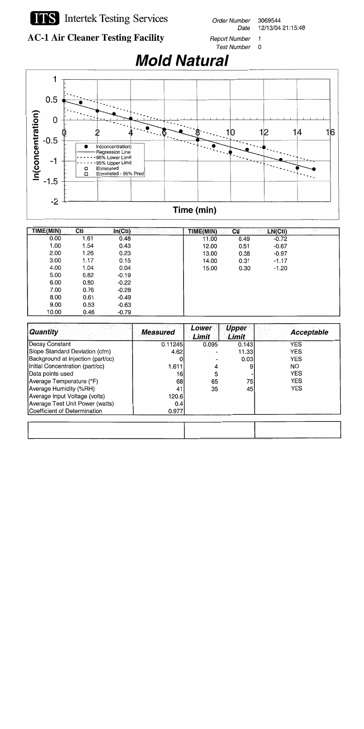# Intertek Testing Services

## AC-1 Air Cleaner Testing Facility

Order Number 3069544
Date 12/13/04 21:15:48

Report Number 1
Test Number 0

# Mold Natural

| TIME(MIN) | Cti | ln(Cti) |
|---|---|---|
| 0.00 | 1.61 | 0.48 |
| 1.00 | 1.54 | 0.43 |
| 2.00 | 1.26 | 0.23 |
| 3.00 | 1.17 | 0.15 |
| 4.00 | 1.04 | 0.04 |
| 5.00 | 0.82 | -0.19 |
| 6.00 | 0.80 | -0.22 |
| 7.00 | 0.76 | -0.28 |
| 8.00 | 0.61 | -0.49 |
| 9.00 | 0.53 | -0.63 |
| 10.00 | 0.46 | -0.79 |
| 11.00 | 0.49 | -0.72 |
| 12.00 | 0.51 | -0.67 |
| 13.00 | 0.38 | -0.97 |
| 14.00 | 0.31 | -1.17 |
| 15.00 | 0.30 | -1.20 |

| Quantity | Measured | Lower Limit | Upper Limit | Acceptable |
|---|---|---|---|---|
| Decay Constant | 0.11245 | 0.095 | 0.143 | YES |
| Slope Standard Deviation (cfm) | 4.62 | - | 11.33 | YES |
| Background at Injection (part/cc) | 0 | - | 0.03 | YES |
| Initial Concentration (part/cc) | 1.611 | 4 | 9 | NO |
| Data points used | 16 | 5 | - | YES |
| Average Temperature (°F) | 68 | 65 | 75 | YES |
| Average Humidity (%RH) | 41 | 35 | 45 | YES |
| Average Input Voltage (volts) | 120.6 | | | |
| Average Test Unit Power (watts) | 0.4 | | | |
| Coefficient of Determination | 0.977 | | | |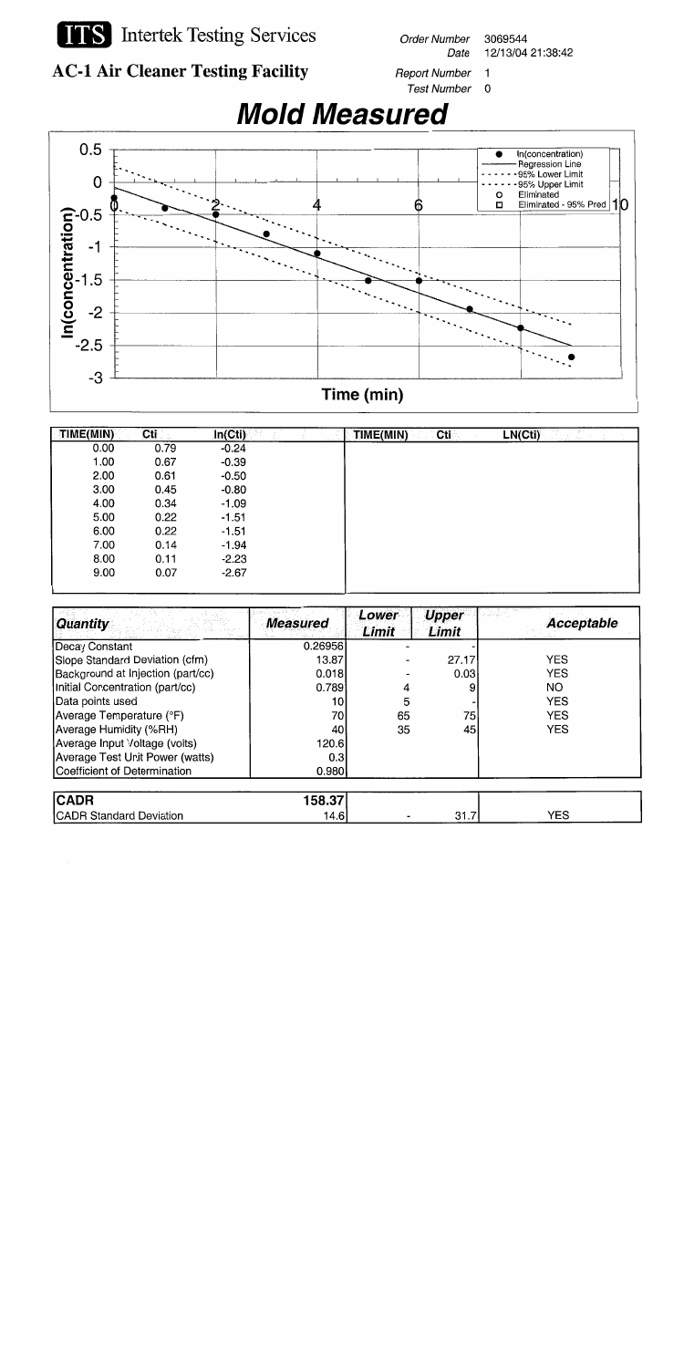# ITS Intertek Testing Services

**AC-1 Air Cleaner Testing Facility**

*Order Number* 3069544
*Date* 12/13/04 21:38:42
*Report Number* 1
*Test Number* 0

## *Mold Measured*

ln(concentration)
Time (min)
0.5
0
-0.5
-1
-1.5
-2
-2.5
-3
0
2
4
6
10
● ln(concentration)
—— Regression Line
- - - - 95% Lower Limit
- - - - 95% Upper Limit
○ Eliminated
□ Eliminated - 95% Pred

| TIME(MIN) | Cti | ln(Cti) | TIME(MIN) | Cti | LN(Cti) |
|---|---|---|---|---|---|
| 0.00 | 0.79 | -0.24 | | | |
| 1.00 | 0.67 | -0.39 | | | |
| 2.00 | 0.61 | -0.50 | | | |
| 3.00 | 0.45 | -0.80 | | | |
| 4.00 | 0.34 | -1.09 | | | |
| 5.00 | 0.22 | -1.51 | | | |
| 6.00 | 0.22 | -1.51 | | | |
| 7.00 | 0.14 | -1.94 | | | |
| 8.00 | 0.11 | -2.23 | | | |
| 9.00 | 0.07 | -2.67 | | | |

| Quantity | Measured | Lower Limit | Upper Limit | Acceptable |
|---|---|---|---|---|
| Decay Constant | 0.26956 | - | - | |
| Slope Standard Deviation (cfm) | 13.87 | - | 27.17 | YES |
| Background at Injection (part/cc) | 0.018 | - | 0.03 | YES |
| Initial Concentration (part/cc) | 0.789 | 4 | 9 | NO |
| Data points used | 10 | 5 | - | YES |
| Average Temperature (°F) | 70 | 65 | 75 | YES |
| Average Humidity (%RH) | 40 | 35 | 45 | YES |
| Average Input Voltage (volts) | 120.6 | | | |
| Average Test Unit Power (watts) | 0.3 | | | |
| Coefficient of Determination | 0.980 | | | |
| **CADR** | **158.37** | | | |
| CADR Standard Deviation | 14.6 | - | 31.7 | YES |